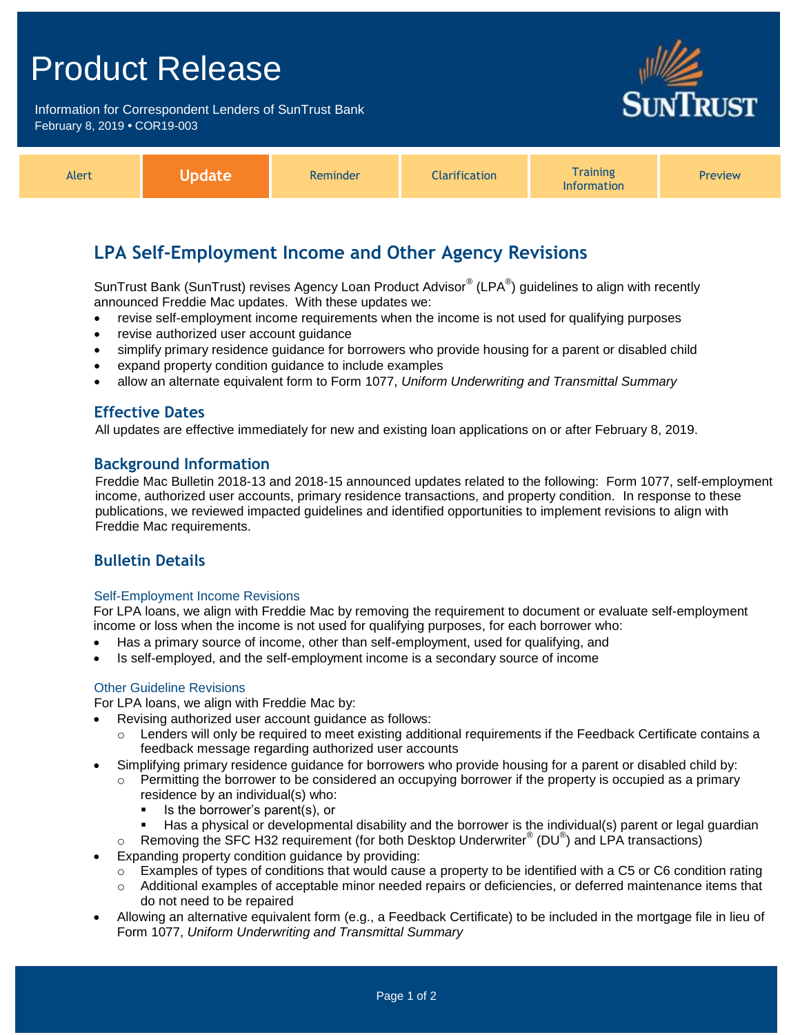# Product Release

Information for Correspondent Lenders of SunTrust Bank
February 8, 2019 • COR19-003

| Alert | **Update** | Reminder | Clarification | Training Information | Preview |
|---|---|---|---|---|---|

## LPA Self-Employment Income and Other Agency Revisions

SunTrust Bank (SunTrust) revises Agency Loan Product Advisor® (LPA®) guidelines to align with recently announced Freddie Mac updates. With these updates we:

- revise self-employment income requirements when the income is not used for qualifying purposes
- revise authorized user account guidance
- simplify primary residence guidance for borrowers who provide housing for a parent or disabled child
- expand property condition guidance to include examples
- allow an alternate equivalent form to Form 1077, *Uniform Underwriting and Transmittal Summary*

### Effective Dates

All updates are effective immediately for new and existing loan applications on or after February 8, 2019.

### Background Information

Freddie Mac Bulletin 2018-13 and 2018-15 announced updates related to the following: Form 1077, self-employment income, authorized user accounts, primary residence transactions, and property condition. In response to these publications, we reviewed impacted guidelines and identified opportunities to implement revisions to align with Freddie Mac requirements.

### Bulletin Details

#### Self-Employment Income Revisions

For LPA loans, we align with Freddie Mac by removing the requirement to document or evaluate self-employment income or loss when the income is not used for qualifying purposes, for each borrower who:

- Has a primary source of income, other than self-employment, used for qualifying, and
- Is self-employed, and the self-employment income is a secondary source of income

#### Other Guideline Revisions

For LPA loans, we align with Freddie Mac by:

- Revising authorized user account guidance as follows:
  - Lenders will only be required to meet existing additional requirements if the Feedback Certificate contains a feedback message regarding authorized user accounts
- Simplifying primary residence guidance for borrowers who provide housing for a parent or disabled child by:
  - Permitting the borrower to be considered an occupying borrower if the property is occupied as a primary residence by an individual(s) who:
    - Is the borrower's parent(s), or
    - Has a physical or developmental disability and the borrower is the individual(s) parent or legal guardian
  - Removing the SFC H32 requirement (for both Desktop Underwriter® (DU®) and LPA transactions)
- Expanding property condition guidance by providing:
  - Examples of types of conditions that would cause a property to be identified with a C5 or C6 condition rating
  - Additional examples of acceptable minor needed repairs or deficiencies, or deferred maintenance items that do not need to be repaired
- Allowing an alternative equivalent form (e.g., a Feedback Certificate) to be included in the mortgage file in lieu of Form 1077, *Uniform Underwriting and Transmittal Summary*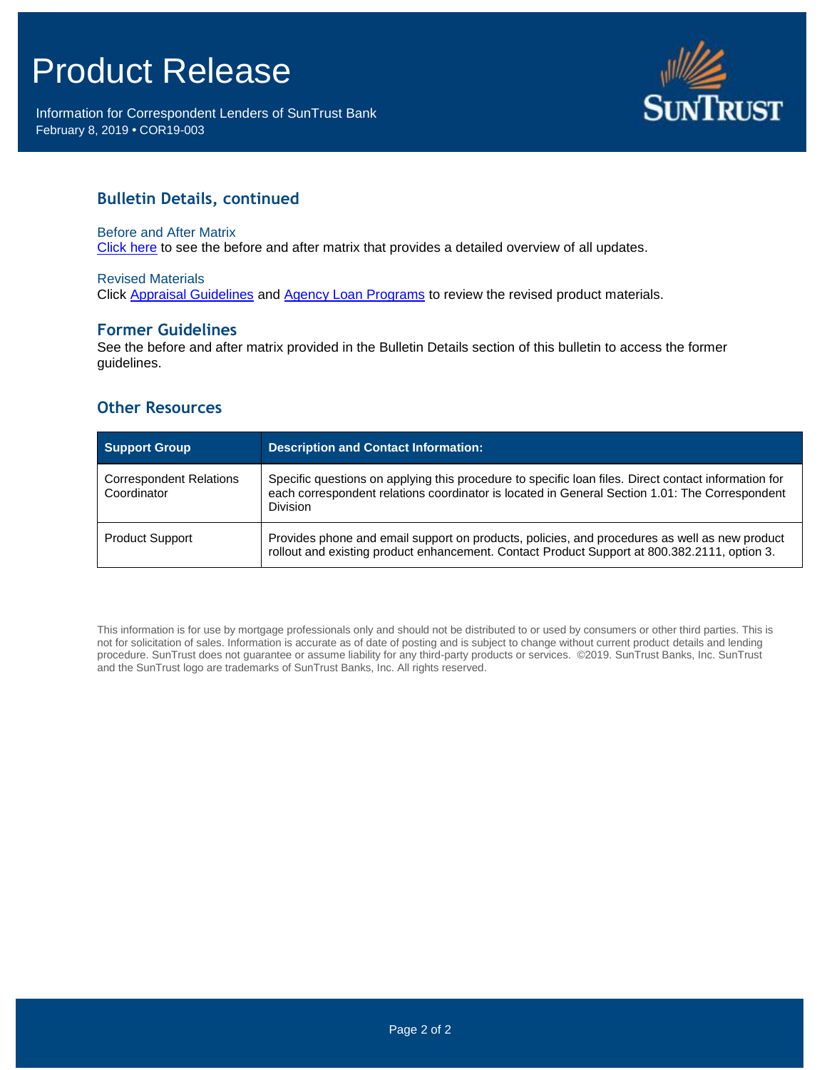# Product Release

Information for Correspondent Lenders of SunTrust Bank
February 8, 2019 • COR19-003

## Bulletin Details, continued

### Before and After Matrix

Click here to see the before and after matrix that provides a detailed overview of all updates.

### Revised Materials

Click Appraisal Guidelines and Agency Loan Programs to review the revised product materials.

## Former Guidelines

See the before and after matrix provided in the Bulletin Details section of this bulletin to access the former guidelines.

## Other Resources

| Support Group | Description and Contact Information: |
| --- | --- |
| Correspondent Relations Coordinator | Specific questions on applying this procedure to specific loan files. Direct contact information for each correspondent relations coordinator is located in General Section 1.01: The Correspondent Division |
| Product Support | Provides phone and email support on products, policies, and procedures as well as new product rollout and existing product enhancement. Contact Product Support at 800.382.2111, option 3. |

This information is for use by mortgage professionals only and should not be distributed to or used by consumers or other third parties. This is not for solicitation of sales. Information is accurate as of date of posting and is subject to change without current product details and lending procedure. SunTrust does not guarantee or assume liability for any third-party products or services. ©2019. SunTrust Banks, Inc. SunTrust and the SunTrust logo are trademarks of SunTrust Banks, Inc. All rights reserved.